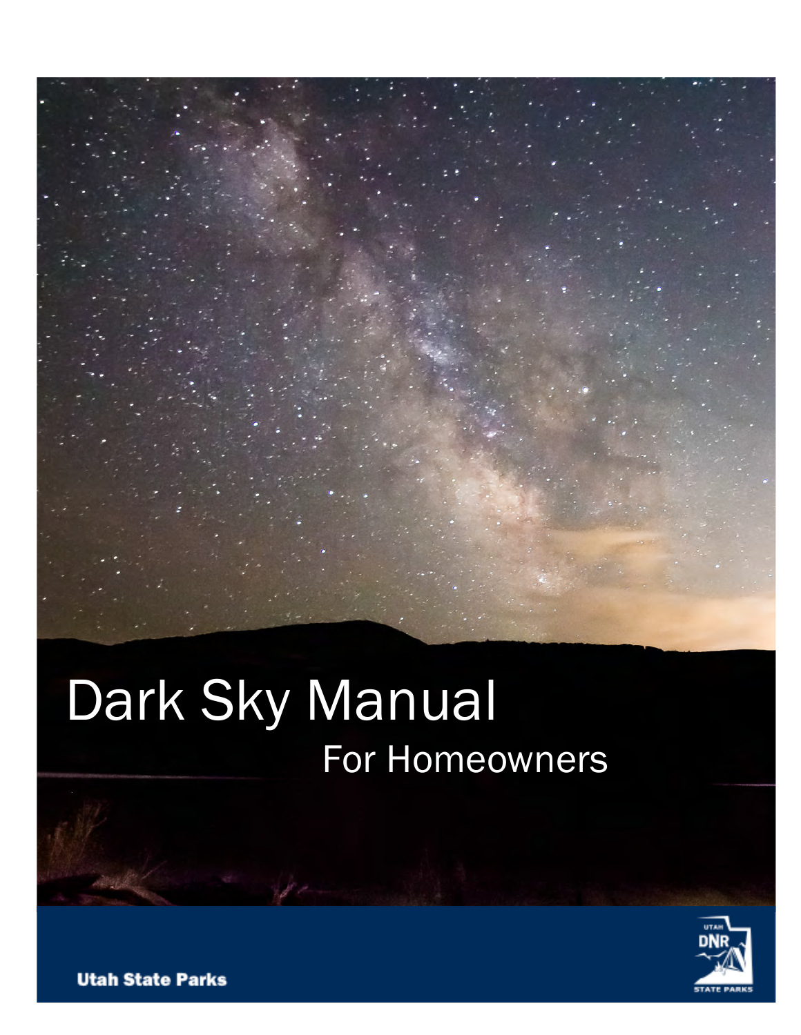# Dark Sky Manual

## For Homeowners

Utah State Parks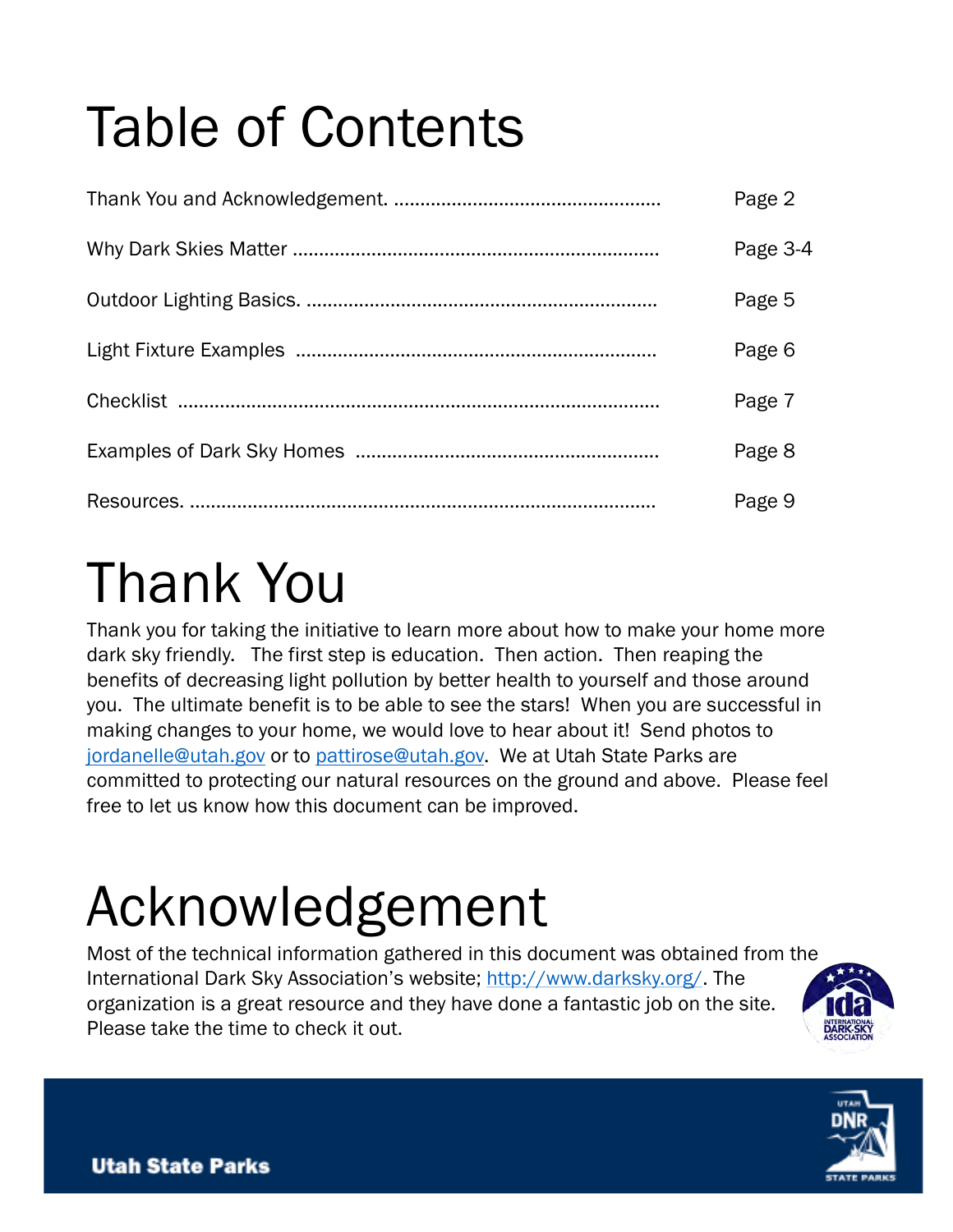# Table of Contents

| | |
|---|---|
| Thank You and Acknowledgement. .................................................. | Page 2 |
| Why Dark Skies Matter ...................................................................... | Page 3-4 |
| Outdoor Lighting Basics. .................................................................. | Page 5 |
| Light Fixture Examples ..................................................................... | Page 6 |
| Checklist ........................................................................................... | Page 7 |
| Examples of Dark Sky Homes .......................................................... | Page 8 |
| Resources. ......................................................................................... | Page 9 |

# Thank You

Thank you for taking the initiative to learn more about how to make your home more dark sky friendly. The first step is education. Then action. Then reaping the benefits of decreasing light pollution by better health to yourself and those around you. The ultimate benefit is to be able to see the stars! When you are successful in making changes to your home, we would love to hear about it! Send photos to jordanelle@utah.gov or to pattirose@utah.gov. We at Utah State Parks are committed to protecting our natural resources on the ground and above. Please feel free to let us know how this document can be improved.

# Acknowledgement

Most of the technical information gathered in this document was obtained from the International Dark Sky Association's website; http://www.darksky.org/. The organization is a great resource and they have done a fantastic job on the site. Please take the time to check it out.

Utah State Parks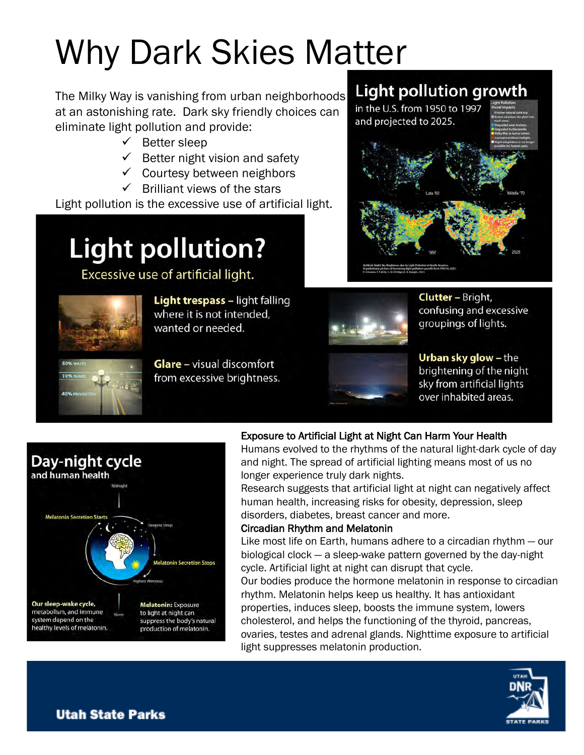# Why Dark Skies Matter

The Milky Way is vanishing from urban neighborhoods at an astonishing rate. Dark sky friendly choices can eliminate light pollution and provide:

- ✓ Better sleep
- ✓ Better night vision and safety
- ✓ Courtesy between neighbors
- ✓ Brilliant views of the stars

Light pollution is the excessive use of artificial light.

## Light pollution growth

in the U.S. from 1950 to 1997 and projected to 2025.

## Light pollution?

Excessive use of artificial light.

**Light trespass** – light falling where it is not intended, wanted or needed.

**Glare** – visual discomfort from excessive brightness.

**Clutter** – Bright, confusing and excessive groupings of lights.

**Urban sky glow** – the brightening of the night sky from artificial lights over inhabited areas.

## Day-night cycle

and human health

**Our sleep-wake cycle,** metabolism, and immune system depend on the healthy levels of melatonin.

**Melatonin:** Exposure to light at night can suppress the body's natural production of melatonin.

### Exposure to Artificial Light at Night Can Harm Your Health

Humans evolved to the rhythms of the natural light-dark cycle of day and night. The spread of artificial lighting means most of us no longer experience truly dark nights.

Research suggests that artificial light at night can negatively affect human health, increasing risks for obesity, depression, sleep disorders, diabetes, breast cancer and more.

### Circadian Rhythm and Melatonin

Like most life on Earth, humans adhere to a circadian rhythm — our biological clock — a sleep-wake pattern governed by the day-night cycle. Artificial light at night can disrupt that cycle.

Our bodies produce the hormone melatonin in response to circadian rhythm. Melatonin helps keep us healthy. It has antioxidant properties, induces sleep, boosts the immune system, lowers cholesterol, and helps the functioning of the thyroid, pancreas, ovaries, testes and adrenal glands. Nighttime exposure to artificial light suppresses melatonin production.

Utah State Parks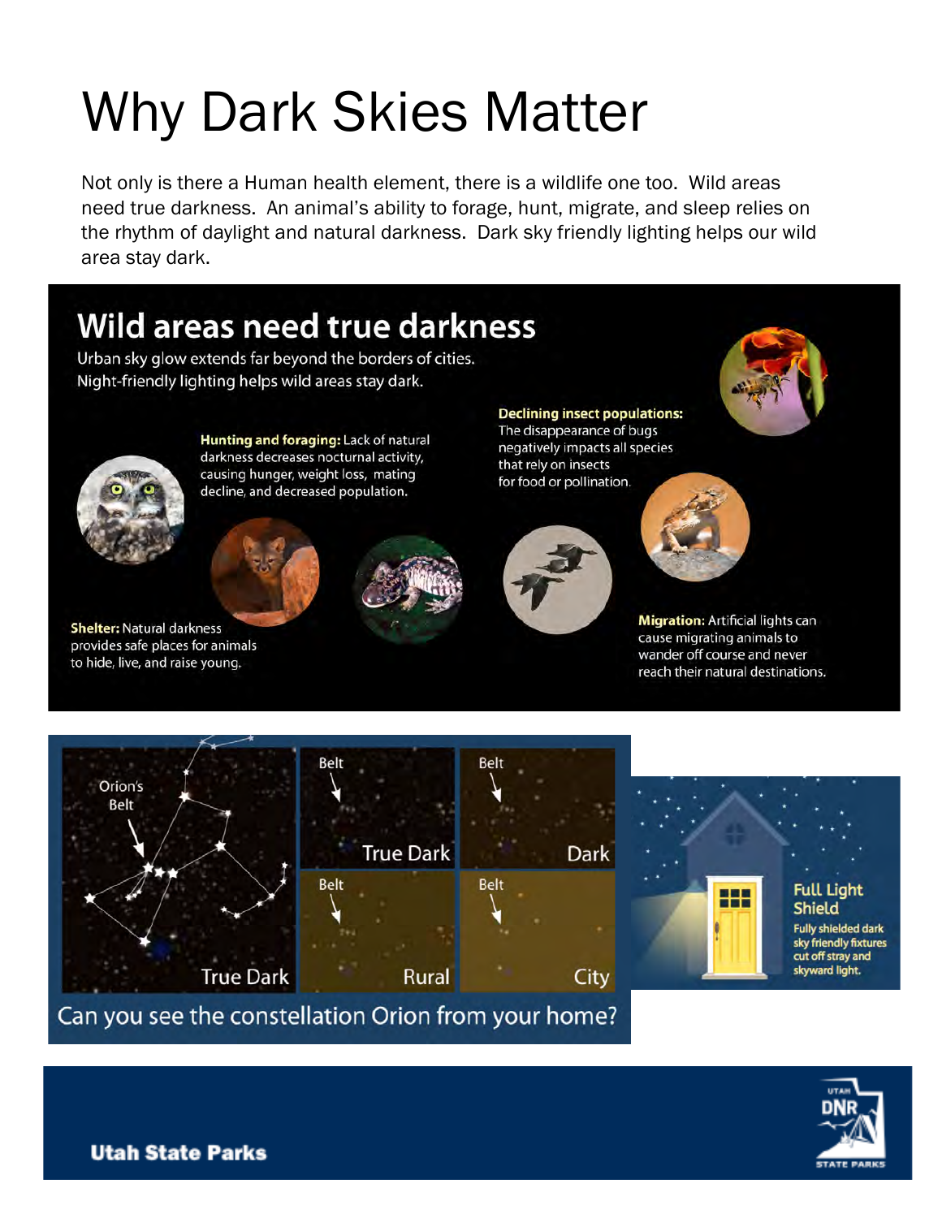# Why Dark Skies Matter

Not only is there a Human health element, there is a wildlife one too. Wild areas need true darkness. An animal's ability to forage, hunt, migrate, and sleep relies on the rhythm of daylight and natural darkness. Dark sky friendly lighting helps our wild area stay dark.

## Wild areas need true darkness

Urban sky glow extends far beyond the borders of cities. Night-friendly lighting helps wild areas stay dark.

**Hunting and foraging:** Lack of natural darkness decreases nocturnal activity, causing hunger, weight loss, mating decline, and decreased population.

**Declining insect populations:** The disappearance of bugs negatively impacts all species that rely on insects for food or pollination.

**Shelter:** Natural darkness provides safe places for animals to hide, live, and raise young.

**Migration:** Artificial lights can cause migrating animals to wander off course and never reach their natural destinations.

Orion's Belt — True Dark

Belt — True Dark | Belt — Dark | Belt — Rural | Belt — City

Can you see the constellation Orion from your home?

**Full Light Shield**

Fully shielded dark sky friendly fixtures cut off stray and skyward light.

**Utah State Parks**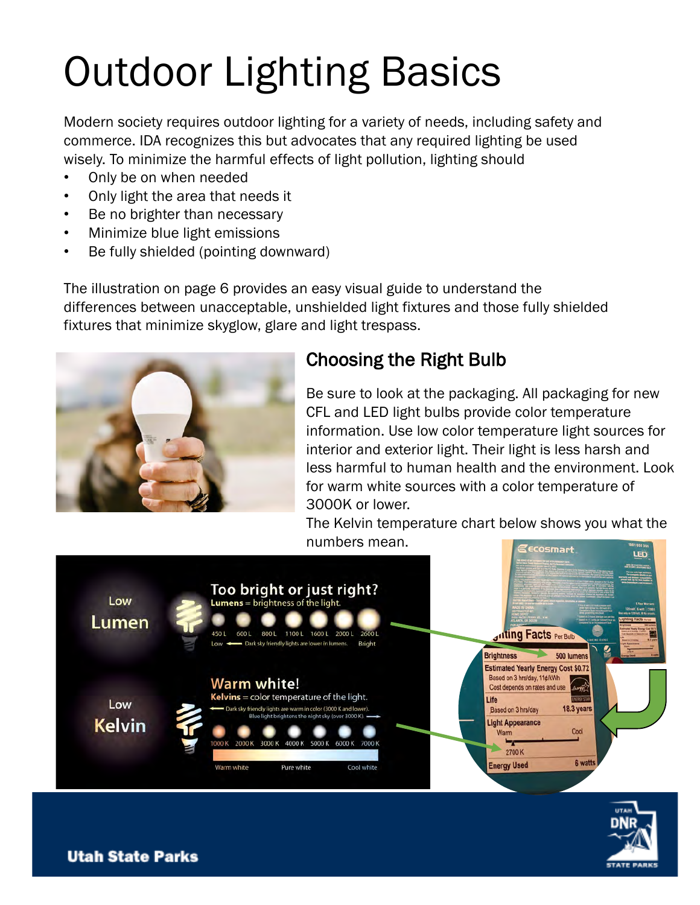# Outdoor Lighting Basics

Modern society requires outdoor lighting for a variety of needs, including safety and commerce. IDA recognizes this but advocates that any required lighting be used wisely. To minimize the harmful effects of light pollution, lighting should

- Only be on when needed
- Only light the area that needs it
- Be no brighter than necessary
- Minimize blue light emissions
- Be fully shielded (pointing downward)

The illustration on page 6 provides an easy visual guide to understand the differences between unacceptable, unshielded light fixtures and those fully shielded fixtures that minimize skyglow, glare and light trespass.

## Choosing the Right Bulb

Be sure to look at the packaging. All packaging for new CFL and LED light bulbs provide color temperature information. Use low color temperature light sources for interior and exterior light. Their light is less harsh and less harmful to human health and the environment. Look for warm white sources with a color temperature of 3000K or lower.

The Kelvin temperature chart below shows you what the numbers mean.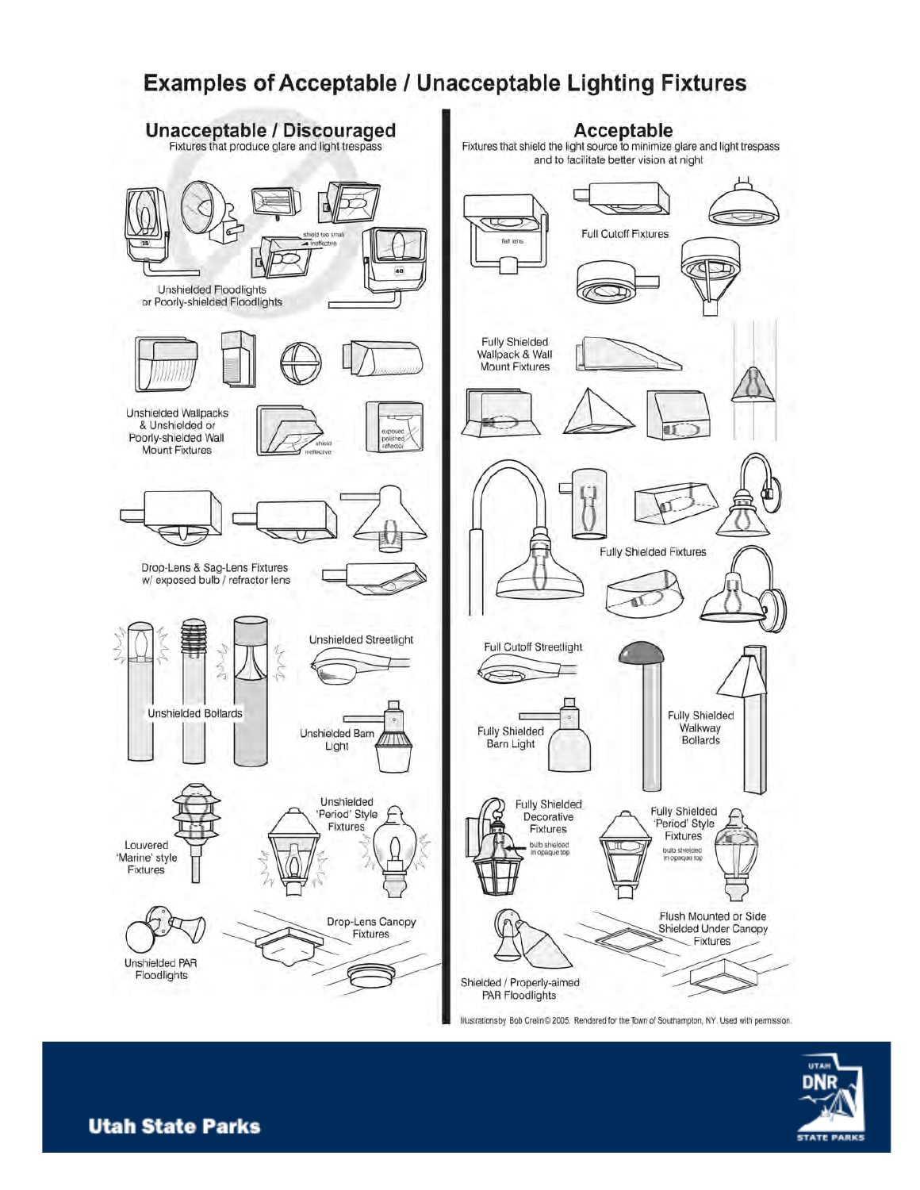# Examples of Acceptable / Unacceptable Lighting Fixtures

## Unacceptable / Discouraged

Fixtures that produce glare and light trespass

Unshielded Floodlights or Poorly-shielded Floodlights

shield too small / ineffective

Unshielded Wallpacks & Unshielded or Poorly-shielded Wall Mount Fixtures

shield ineffective

exposed polished reflector

Drop-Lens & Sag-Lens Fixtures w/ exposed bulb / refractor lens

Unshielded Bollards

Unshielded Streetlight

Unshielded Barn Light

Louvered 'Marine' style Fixtures

Unshielded 'Period' Style Fixtures

Unshielded PAR Floodlights

Drop-Lens Canopy Fixtures

## Acceptable

Fixtures that shield the light source to minimize glare and light trespass and to facilitate better vision at night

flat lens

Full Cutoff Fixtures

Fully Shielded Wallpack & Wall Mount Fixtures

Fully Shielded Fixtures

Full Cutoff Streetlight

Fully Shielded Barn Light

Fully Shielded Walkway Bollards

Fully Shielded Decorative Fixtures

bulb shielded in opaque top

Fully Shielded 'Period' Style Fixtures

bulb shielded in opaque top

Shielded / Properly-aimed PAR Floodlights

Flush Mounted or Side Shielded Under Canopy Fixtures

Illustrations by Bob Crelin © 2005. Rendered for the Town of Southampton, NY. Used with permission.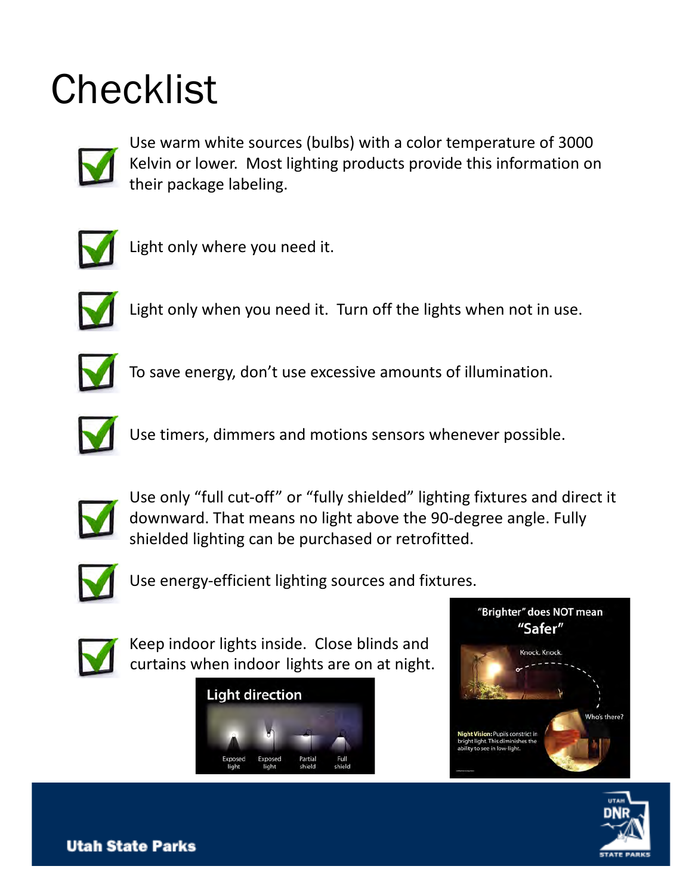# Checklist

- Use warm white sources (bulbs) with a color temperature of 3000 Kelvin or lower. Most lighting products provide this information on their package labeling.
- Light only where you need it.
- Light only when you need it. Turn off the lights when not in use.
- To save energy, don't use excessive amounts of illumination.
- Use timers, dimmers and motions sensors whenever possible.
- Use only "full cut-off" or "fully shielded" lighting fixtures and direct it downward. That means no light above the 90-degree angle. Fully shielded lighting can be purchased or retrofitted.
- Use energy-efficient lighting sources and fixtures.
- Keep indoor lights inside. Close blinds and curtains when indoor lights are on at night.

Light direction

Exposed light | Exposed light | Partial shield | Full shield

"Brighter" does NOT mean "Safer"

Knock. Knock.

Who's there?

**Night Vision:** Pupils constrict in bright light. This diminishes the ability to see in low-light.

Utah State Parks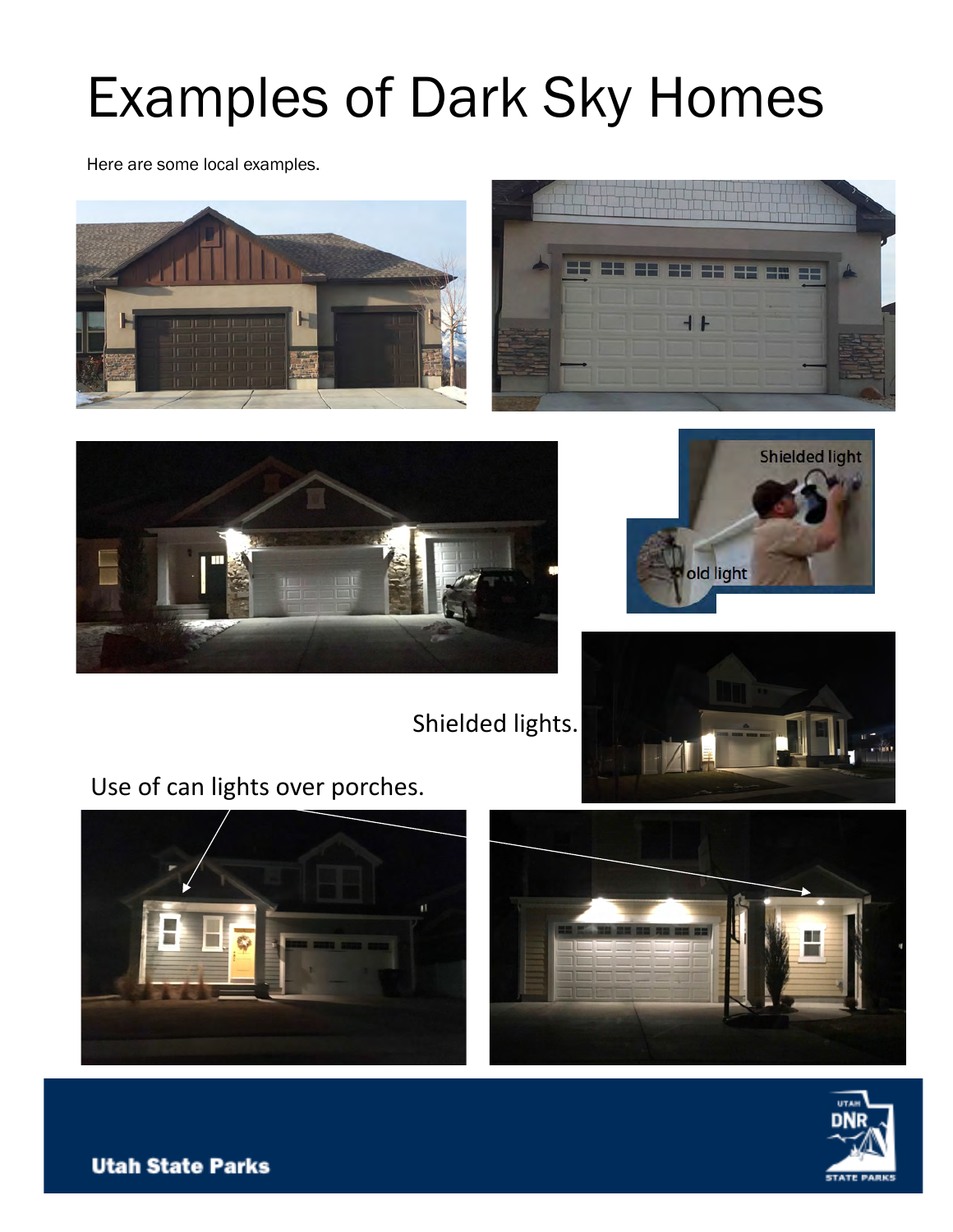# Examples of Dark Sky Homes

Here are some local examples.

Shielded light

old light

Shielded lights.

Use of can lights over porches.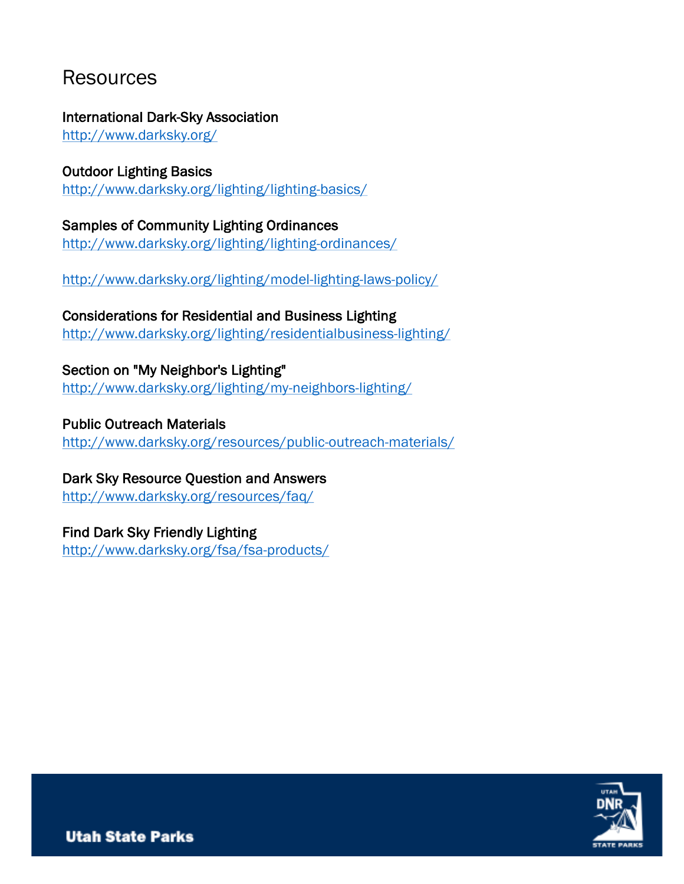# Resources

**International Dark-Sky Association**
http://www.darksky.org/

**Outdoor Lighting Basics**
http://www.darksky.org/lighting/lighting-basics/

**Samples of Community Lighting Ordinances**
http://www.darksky.org/lighting/lighting-ordinances/

http://www.darksky.org/lighting/model-lighting-laws-policy/

**Considerations for Residential and Business Lighting**
http://www.darksky.org/lighting/residentialbusiness-lighting/

**Section on "My Neighbor's Lighting"**
http://www.darksky.org/lighting/my-neighbors-lighting/

**Public Outreach Materials**
http://www.darksky.org/resources/public-outreach-materials/

**Dark Sky Resource Question and Answers**
http://www.darksky.org/resources/faq/

**Find Dark Sky Friendly Lighting**
http://www.darksky.org/fsa/fsa-products/